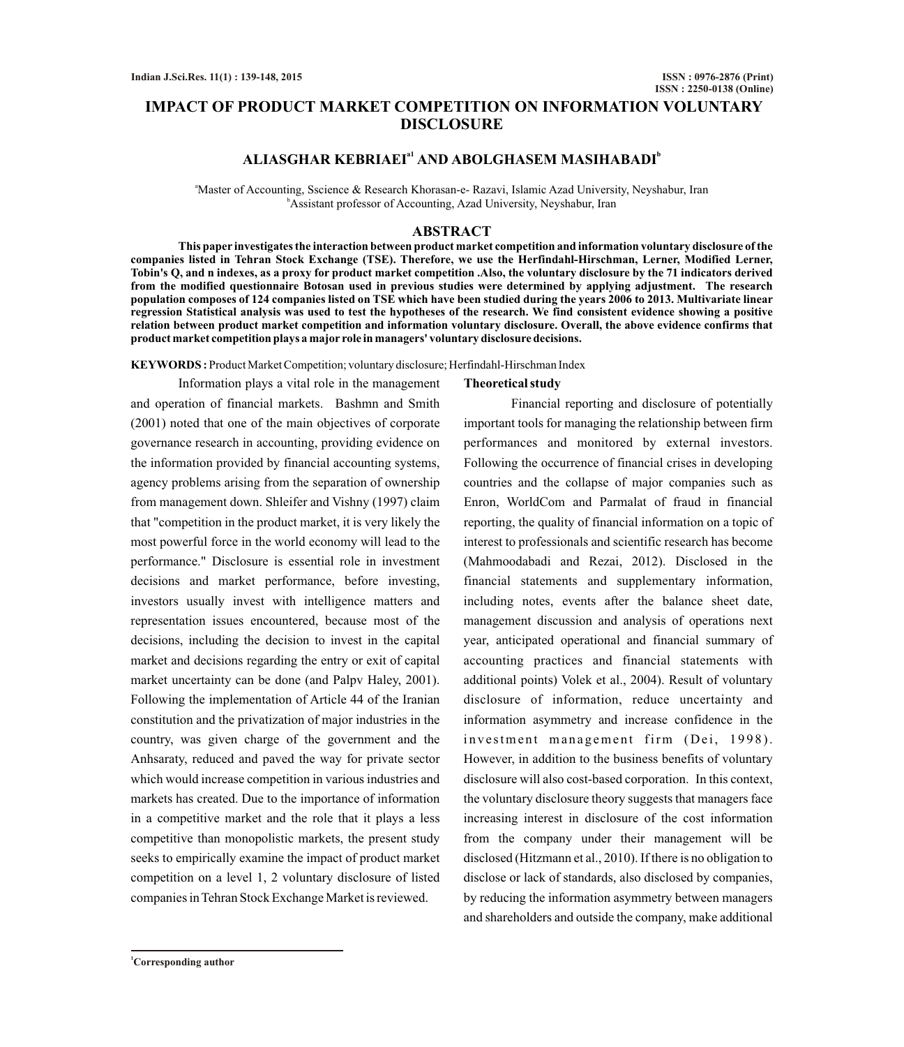# IMPACT OF PRODUCT MARKET COMPETITION ON INFORMATION VOLUNTARY DISCLOSURE

**ALIASGHAR KEBRIAEI[a1] AND ABOLGHASEM MASIHABADI[b]**

[a]Master of Accounting, Sscience & Research Khorasan-e- Razavi, Islamic Azad University, Neyshabur, Iran
[b]Assistant professor of Accounting, Azad University, Neyshabur, Iran

## ABSTRACT

**This paper investigates the interaction between product market competition and information voluntary disclosure of the companies listed in Tehran Stock Exchange (TSE). Therefore, we use the Herfindahl-Hirschman, Lerner, Modified Lerner, Tobin's Q, and n indexes, as a proxy for product market competition .Also, the voluntary disclosure by the 71 indicators derived from the modified questionnaire Botosan used in previous studies were determined by applying adjustment. The research population composes of 124 companies listed on TSE which have been studied during the years 2006 to 2013. Multivariate linear regression Statistical analysis was used to test the hypotheses of the research. We find consistent evidence showing a positive relation between product market competition and information voluntary disclosure. Overall, the above evidence confirms that product market competition plays a major role in managers' voluntary disclosure decisions.**

**KEYWORDS :** Product Market Competition; voluntary disclosure; Herfindahl-Hirschman Index

Information plays a vital role in the management and operation of financial markets. Bashmn and Smith (2001) noted that one of the main objectives of corporate governance research in accounting, providing evidence on the information provided by financial accounting systems, agency problems arising from the separation of ownership from management down. Shleifer and Vishny (1997) claim that "competition in the product market, it is very likely the most powerful force in the world economy will lead to the performance." Disclosure is essential role in investment decisions and market performance, before investing, investors usually invest with intelligence matters and representation issues encountered, because most of the decisions, including the decision to invest in the capital market and decisions regarding the entry or exit of capital market uncertainty can be done (and Palpv Haley, 2001). Following the implementation of Article 44 of the Iranian constitution and the privatization of major industries in the country, was given charge of the government and the Anhsaraty, reduced and paved the way for private sector which would increase competition in various industries and markets has created. Due to the importance of information in a competitive market and the role that it plays a less competitive than monopolistic markets, the present study seeks to empirically examine the impact of product market competition on a level 1, 2 voluntary disclosure of listed companies in Tehran Stock Exchange Market is reviewed.

### Theoretical study

Financial reporting and disclosure of potentially important tools for managing the relationship between firm performances and monitored by external investors. Following the occurrence of financial crises in developing countries and the collapse of major companies such as Enron, WorldCom and Parmalat of fraud in financial reporting, the quality of financial information on a topic of interest to professionals and scientific research has become (Mahmoodabadi and Rezai, 2012). Disclosed in the financial statements and supplementary information, including notes, events after the balance sheet date, management discussion and analysis of operations next year, anticipated operational and financial summary of accounting practices and financial statements with additional points) Volek et al., 2004). Result of voluntary disclosure of information, reduce uncertainty and information asymmetry and increase confidence in the investment management firm (Dei, 1998). However, in addition to the business benefits of voluntary disclosure will also cost-based corporation. In this context, the voluntary disclosure theory suggests that managers face increasing interest in disclosure of the cost information from the company under their management will be disclosed (Hitzmann et al., 2010). If there is no obligation to disclose or lack of standards, also disclosed by companies, by reducing the information asymmetry between managers and shareholders and outside the company, make additional

[1]Corresponding author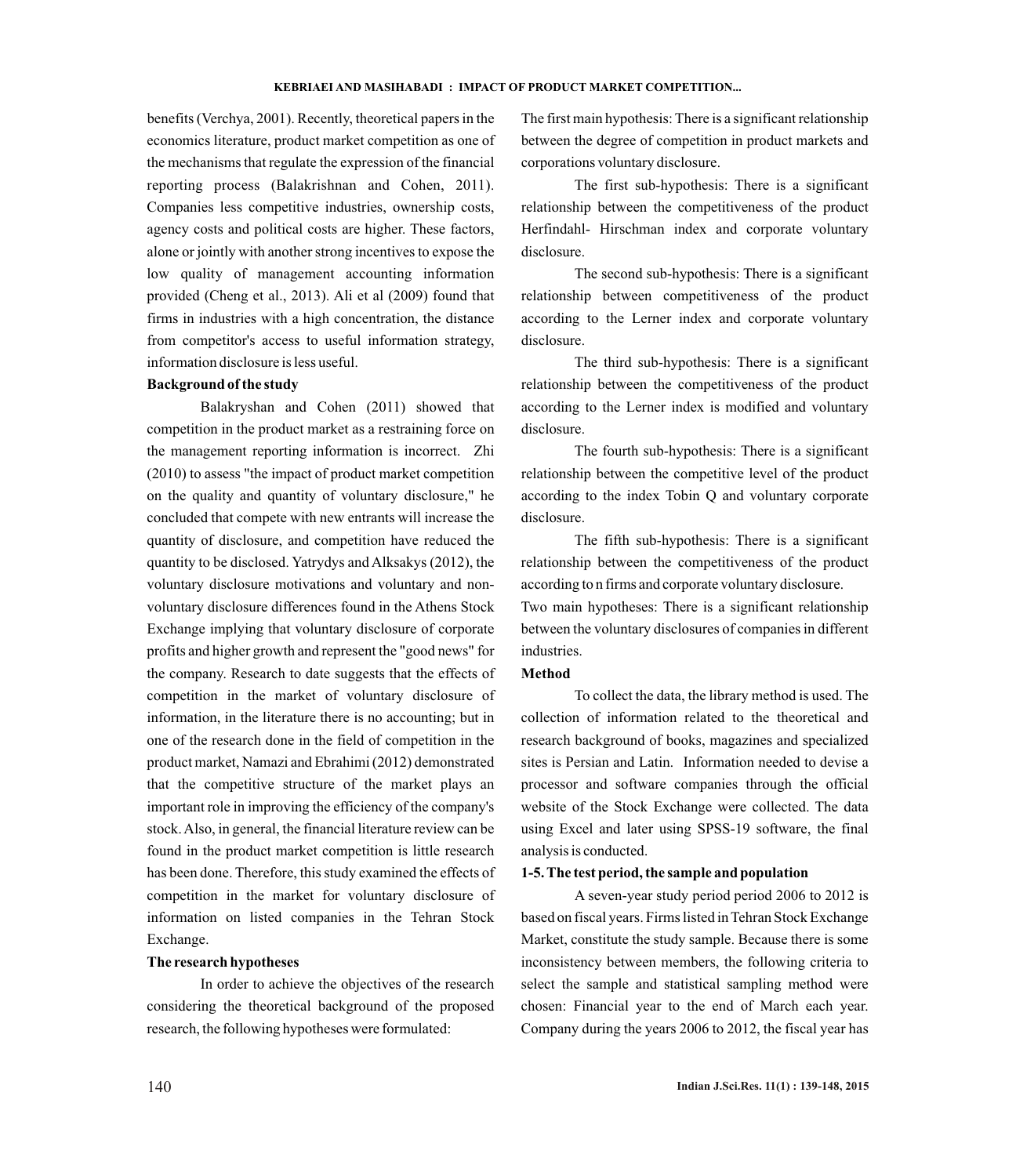benefits (Verchya, 2001). Recently, theoretical papers in the economics literature, product market competition as one of the mechanisms that regulate the expression of the financial reporting process (Balakrishnan and Cohen, 2011). Companies less competitive industries, ownership costs, agency costs and political costs are higher. These factors, alone or jointly with another strong incentives to expose the low quality of management accounting information provided (Cheng et al., 2013). Ali et al (2009) found that firms in industries with a high concentration, the distance from competitor's access to useful information strategy, information disclosure is less useful.

**Background of the study**

Balakryshan and Cohen (2011) showed that competition in the product market as a restraining force on the management reporting information is incorrect. Zhi (2010) to assess "the impact of product market competition on the quality and quantity of voluntary disclosure," he concluded that compete with new entrants will increase the quantity of disclosure, and competition have reduced the quantity to be disclosed. Yatrydys and Alksakys (2012), the voluntary disclosure motivations and voluntary and non-voluntary disclosure differences found in the Athens Stock Exchange implying that voluntary disclosure of corporate profits and higher growth and represent the "good news" for the company. Research to date suggests that the effects of competition in the market of voluntary disclosure of information, in the literature there is no accounting; but in one of the research done in the field of competition in the product market, Namazi and Ebrahimi (2012) demonstrated that the competitive structure of the market plays an important role in improving the efficiency of the company's stock. Also, in general, the financial literature review can be found in the product market competition is little research has been done. Therefore, this study examined the effects of competition in the market for voluntary disclosure of information on listed companies in the Tehran Stock Exchange.

**The research hypotheses**

In order to achieve the objectives of the research considering the theoretical background of the proposed research, the following hypotheses were formulated:

The first main hypothesis: There is a significant relationship between the degree of competition in product markets and corporations voluntary disclosure.

The first sub-hypothesis: There is a significant relationship between the competitiveness of the product Herfindahl- Hirschman index and corporate voluntary disclosure.

The second sub-hypothesis: There is a significant relationship between competitiveness of the product according to the Lerner index and corporate voluntary disclosure.

The third sub-hypothesis: There is a significant relationship between the competitiveness of the product according to the Lerner index is modified and voluntary disclosure.

The fourth sub-hypothesis: There is a significant relationship between the competitive level of the product according to the index Tobin Q and voluntary corporate disclosure.

The fifth sub-hypothesis: There is a significant relationship between the competitiveness of the product according to n firms and corporate voluntary disclosure.

Two main hypotheses: There is a significant relationship between the voluntary disclosures of companies in different industries.

**Method**

To collect the data, the library method is used. The collection of information related to the theoretical and research background of books, magazines and specialized sites is Persian and Latin. Information needed to devise a processor and software companies through the official website of the Stock Exchange were collected. The data using Excel and later using SPSS-19 software, the final analysis is conducted.

**1-5. The test period, the sample and population**

A seven-year study period period 2006 to 2012 is based on fiscal years. Firms listed in Tehran Stock Exchange Market, constitute the study sample. Because there is some inconsistency between members, the following criteria to select the sample and statistical sampling method were chosen: Financial year to the end of March each year. Company during the years 2006 to 2012, the fiscal year has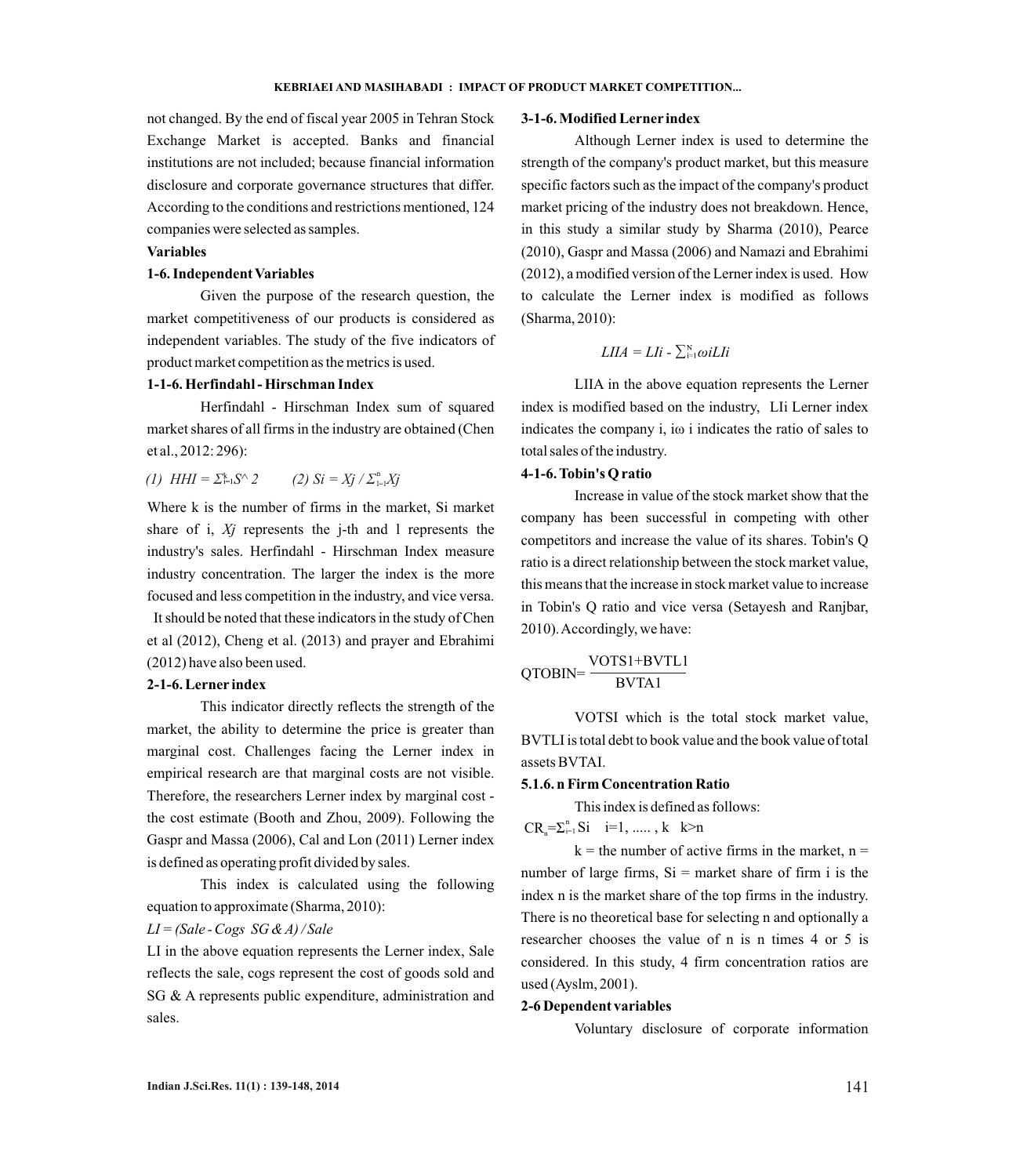not changed. By the end of fiscal year 2005 in Tehran Stock Exchange Market is accepted. Banks and financial institutions are not included; because financial information disclosure and corporate governance structures that differ. According to the conditions and restrictions mentioned, 124 companies were selected as samples.

**Variables**

**1-6. Independent Variables**

Given the purpose of the research question, the market competitiveness of our products is considered as independent variables. The study of the five indicators of product market competition as the metrics is used.

**1-1-6. Herfindahl - Hirschman Index**

Herfindahl - Hirschman Index sum of squared market shares of all firms in the industry are obtained (Chen et al., 2012: 296):

(1) $HHI = \Sigma_{i=1}^{k} S^{\wedge} 2$  (2) $Si = Xj / \Sigma_{1=1}^{n} Xj$

Where k is the number of firms in the market, Si market share of i, *Xj* represents the j-th and l represents the industry's sales. Herfindahl - Hirschman Index measure industry concentration. The larger the index is the more focused and less competition in the industry, and vice versa. It should be noted that these indicators in the study of Chen et al (2012), Cheng et al. (2013) and prayer and Ebrahimi (2012) have also been used.

**2-1-6. Lerner index**

This indicator directly reflects the strength of the market, the ability to determine the price is greater than marginal cost. Challenges facing the Lerner index in empirical research are that marginal costs are not visible. Therefore, the researchers Lerner index by marginal cost - the cost estimate (Booth and Zhou, 2009). Following the Gaspr and Massa (2006), Cal and Lon (2011) Lerner index is defined as operating profit divided by sales.

This index is calculated using the following equation to approximate (Sharma, 2010):

*LI = (Sale - Cogs SG & A) / Sale*

LI in the above equation represents the Lerner index, Sale reflects the sale, cogs represent the cost of goods sold and SG & A represents public expenditure, administration and sales.

**3-1-6. Modified Lerner index**

Although Lerner index is used to determine the strength of the company's product market, but this measure specific factors such as the impact of the company's product market pricing of the industry does not breakdown. Hence, in this study a similar study by Sharma (2010), Pearce (2010), Gaspr and Massa (2006) and Namazi and Ebrahimi (2012), a modified version of the Lerner index is used. How to calculate the Lerner index is modified as follows (Sharma, 2010):

$$LIIA = LIi - \sum_{i=1}^{N} \omega i LIi$$

LIIA in the above equation represents the Lerner index is modified based on the industry, LIi Lerner index indicates the company i, iω i indicates the ratio of sales to total sales of the industry.

**4-1-6. Tobin's Q ratio**

Increase in value of the stock market show that the company has been successful in competing with other competitors and increase the value of its shares. Tobin's Q ratio is a direct relationship between the stock market value, this means that the increase in stock market value to increase in Tobin's Q ratio and vice versa (Setayesh and Ranjbar, 2010). Accordingly, we have:

$$QTOBIN = \frac{VOTS1 + BVTL1}{BVTA1}$$

VOTSI which is the total stock market value, BVTLI is total debt to book value and the book value of total assets BVTAI.

**5.1.6. n Firm Concentration Ratio**

This index is defined as follows:

$CR_n = \Sigma_{i=1}^{n} Si \quad i=1, \ldots, k \quad k>n$

k = the number of active firms in the market, n = number of large firms, Si = market share of firm i is the index n is the market share of the top firms in the industry. There is no theoretical base for selecting n and optionally a researcher chooses the value of n is n times 4 or 5 is considered. In this study, 4 firm concentration ratios are used (Ayslm, 2001).

**2-6 Dependent variables**

Voluntary disclosure of corporate information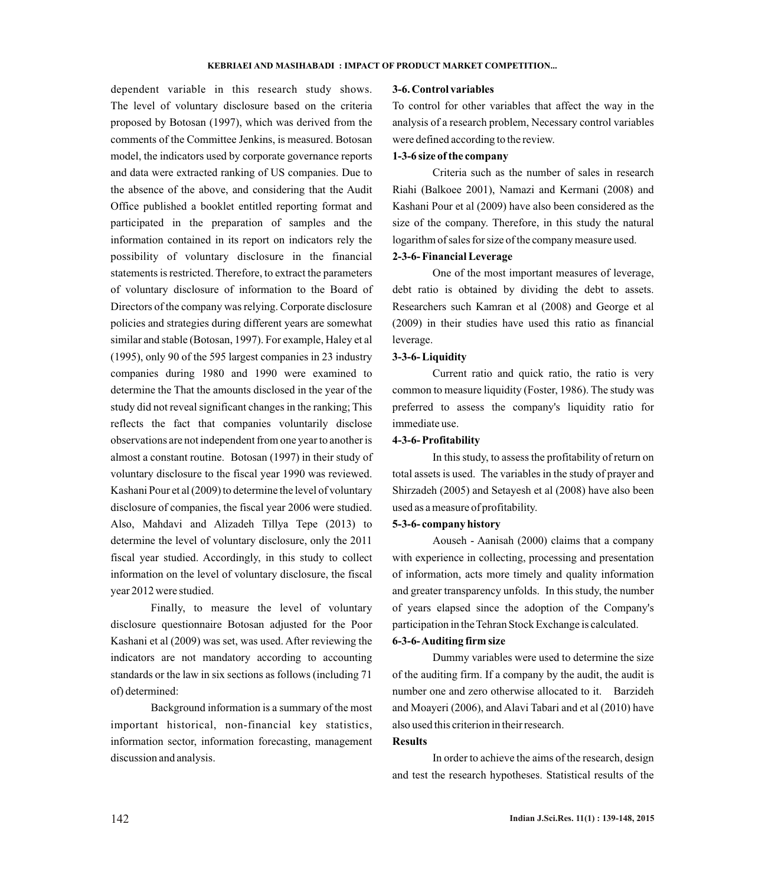dependent variable in this research study shows. The level of voluntary disclosure based on the criteria proposed by Botosan (1997), which was derived from the comments of the Committee Jenkins, is measured. Botosan model, the indicators used by corporate governance reports and data were extracted ranking of US companies. Due to the absence of the above, and considering that the Audit Office published a booklet entitled reporting format and participated in the preparation of samples and the information contained in its report on indicators rely the possibility of voluntary disclosure in the financial statements is restricted. Therefore, to extract the parameters of voluntary disclosure of information to the Board of Directors of the company was relying. Corporate disclosure policies and strategies during different years are somewhat similar and stable (Botosan, 1997). For example, Haley et al (1995), only 90 of the 595 largest companies in 23 industry companies during 1980 and 1990 were examined to determine the That the amounts disclosed in the year of the study did not reveal significant changes in the ranking; This reflects the fact that companies voluntarily disclose observations are not independent from one year to another is almost a constant routine. Botosan (1997) in their study of voluntary disclosure to the fiscal year 1990 was reviewed. Kashani Pour et al (2009) to determine the level of voluntary disclosure of companies, the fiscal year 2006 were studied. Also, Mahdavi and Alizadeh Tillya Tepe (2013) to determine the level of voluntary disclosure, only the 2011 fiscal year studied. Accordingly, in this study to collect information on the level of voluntary disclosure, the fiscal year 2012 were studied.

Finally, to measure the level of voluntary disclosure questionnaire Botosan adjusted for the Poor Kashani et al (2009) was set, was used. After reviewing the indicators are not mandatory according to accounting standards or the law in six sections as follows (including 71 of) determined:

Background information is a summary of the most important historical, non-financial key statistics, information sector, information forecasting, management discussion and analysis.

### 3-6. Control variables

To control for other variables that affect the way in the analysis of a research problem, Necessary control variables were defined according to the review.

#### 1-3-6 size of the company

Criteria such as the number of sales in research Riahi (Balkoee 2001), Namazi and Kermani (2008) and Kashani Pour et al (2009) have also been considered as the size of the company. Therefore, in this study the natural logarithm of sales for size of the company measure used.

#### 2-3-6- Financial Leverage

One of the most important measures of leverage, debt ratio is obtained by dividing the debt to assets. Researchers such Kamran et al (2008) and George et al (2009) in their studies have used this ratio as financial leverage.

#### 3-3-6- Liquidity

Current ratio and quick ratio, the ratio is very common to measure liquidity (Foster, 1986). The study was preferred to assess the company's liquidity ratio for immediate use.

#### 4-3-6- Profitability

In this study, to assess the profitability of return on total assets is used. The variables in the study of prayer and Shirzadeh (2005) and Setayesh et al (2008) have also been used as a measure of profitability.

#### 5-3-6- company history

Aouseh - Aanisah (2000) claims that a company with experience in collecting, processing and presentation of information, acts more timely and quality information and greater transparency unfolds. In this study, the number of years elapsed since the adoption of the Company's participation in the Tehran Stock Exchange is calculated.

#### 6-3-6- Auditing firm size

Dummy variables were used to determine the size of the auditing firm. If a company by the audit, the audit is number one and zero otherwise allocated to it. Barzideh and Moayeri (2006), and Alavi Tabari and et al (2010) have also used this criterion in their research.

### Results

In order to achieve the aims of the research, design and test the research hypotheses. Statistical results of the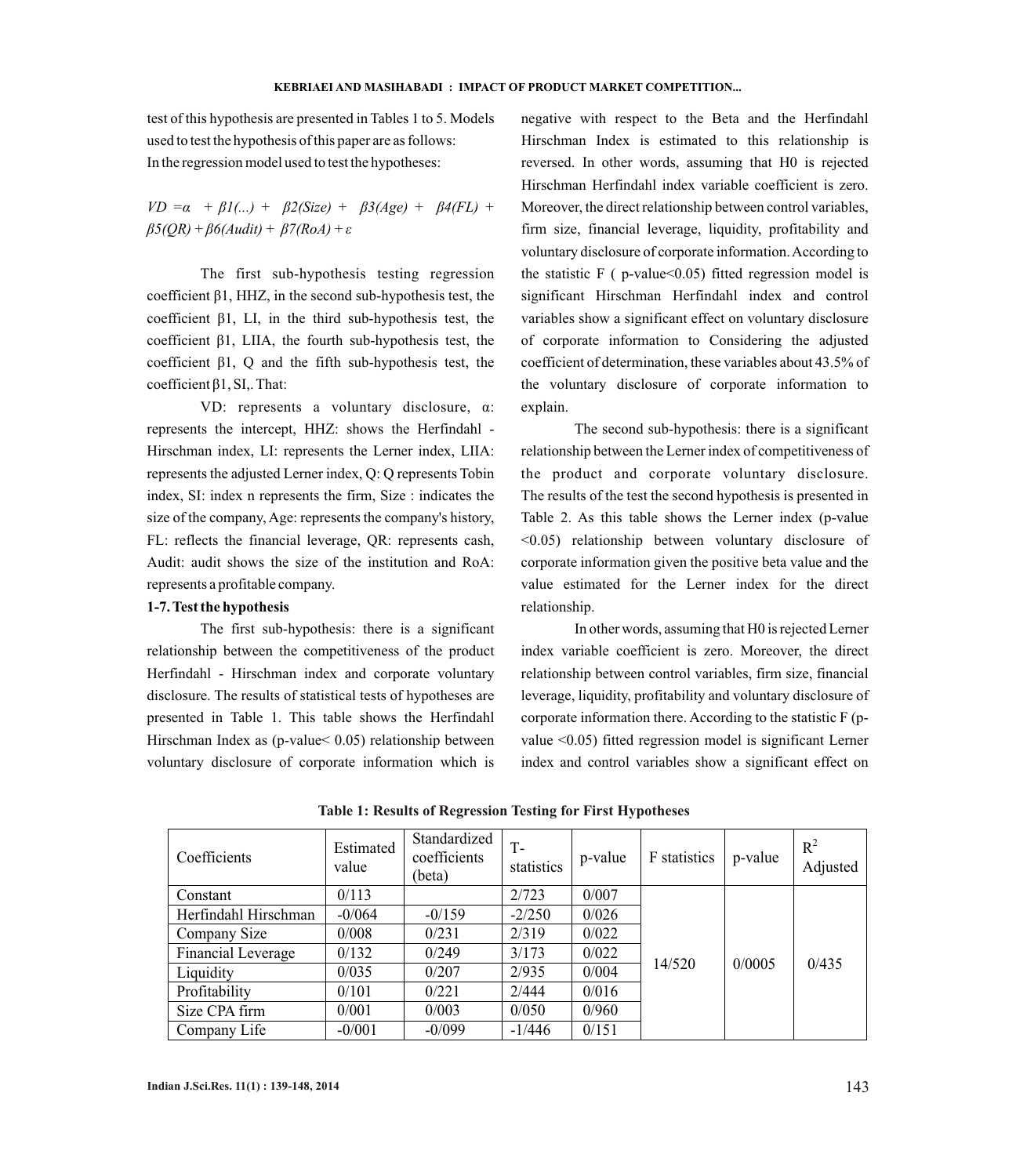test of this hypothesis are presented in Tables 1 to 5. Models used to test the hypothesis of this paper are as follows:
In the regression model used to test the hypotheses:

$$VD = \alpha + \beta 1(...) + \beta 2(Size) + \beta 3(Age) + \beta 4(FL) + \beta 5(QR) + \beta 6(Audit) + \beta 7(RoA) + \varepsilon$$

The first sub-hypothesis testing regression coefficient β1, HHZ, in the second sub-hypothesis test, the coefficient β1, LI, in the third sub-hypothesis test, the coefficient β1, LIIA, the fourth sub-hypothesis test, the coefficient β1, Q and the fifth sub-hypothesis test, the coefficient β1, SI,. That:

VD: represents a voluntary disclosure, α: represents the intercept, HHZ: shows the Herfindahl - Hirschman index, LI: represents the Lerner index, LIIA: represents the adjusted Lerner index, Q: Q represents Tobin index, SI: index n represents the firm, Size : indicates the size of the company, Age: represents the company's history, FL: reflects the financial leverage, QR: represents cash, Audit: audit shows the size of the institution and RoA: represents a profitable company.

**1-7. Test the hypothesis**

The first sub-hypothesis: there is a significant relationship between the competitiveness of the product Herfindahl - Hirschman index and corporate voluntary disclosure. The results of statistical tests of hypotheses are presented in Table 1. This table shows the Herfindahl Hirschman Index as (p-value< 0.05) relationship between voluntary disclosure of corporate information which is negative with respect to the Beta and the Herfindahl Hirschman Index is estimated to this relationship is reversed. In other words, assuming that H0 is rejected Hirschman Herfindahl index variable coefficient is zero. Moreover, the direct relationship between control variables, firm size, financial leverage, liquidity, profitability and voluntary disclosure of corporate information. According to the statistic F ( p-value<0.05) fitted regression model is significant Hirschman Herfindahl index and control variables show a significant effect on voluntary disclosure of corporate information to Considering the adjusted coefficient of determination, these variables about 43.5% of the voluntary disclosure of corporate information to explain.

The second sub-hypothesis: there is a significant relationship between the Lerner index of competitiveness of the product and corporate voluntary disclosure. The results of the test the second hypothesis is presented in Table 2. As this table shows the Lerner index (p-value <0.05) relationship between voluntary disclosure of corporate information given the positive beta value and the value estimated for the Lerner index for the direct relationship.

In other words, assuming that H0 is rejected Lerner index variable coefficient is zero. Moreover, the direct relationship between control variables, firm size, financial leverage, liquidity, profitability and voluntary disclosure of corporate information there. According to the statistic F (p-value <0.05) fitted regression model is significant Lerner index and control variables show a significant effect on

**Table 1: Results of Regression Testing for First Hypotheses**

| Coefficients | Estimated value | Standardized coefficients (beta) | T-statistics | p-value | F statistics | p-value | $R^2$ Adjusted |
|---|---|---|---|---|---|---|---|
| Constant | 0/113 | | 2/723 | 0/007 | 14/520 | 0/0005 | 0/435 |
| Herfindahl Hirschman | -0/064 | -0/159 | -2/250 | 0/026 | | | |
| Company Size | 0/008 | 0/231 | 2/319 | 0/022 | | | |
| Financial Leverage | 0/132 | 0/249 | 3/173 | 0/022 | | | |
| Liquidity | 0/035 | 0/207 | 2/935 | 0/004 | | | |
| Profitability | 0/101 | 0/221 | 2/444 | 0/016 | | | |
| Size CPA firm | 0/001 | 0/003 | 0/050 | 0/960 | | | |
| Company Life | -0/001 | -0/099 | -1/446 | 0/151 | | | |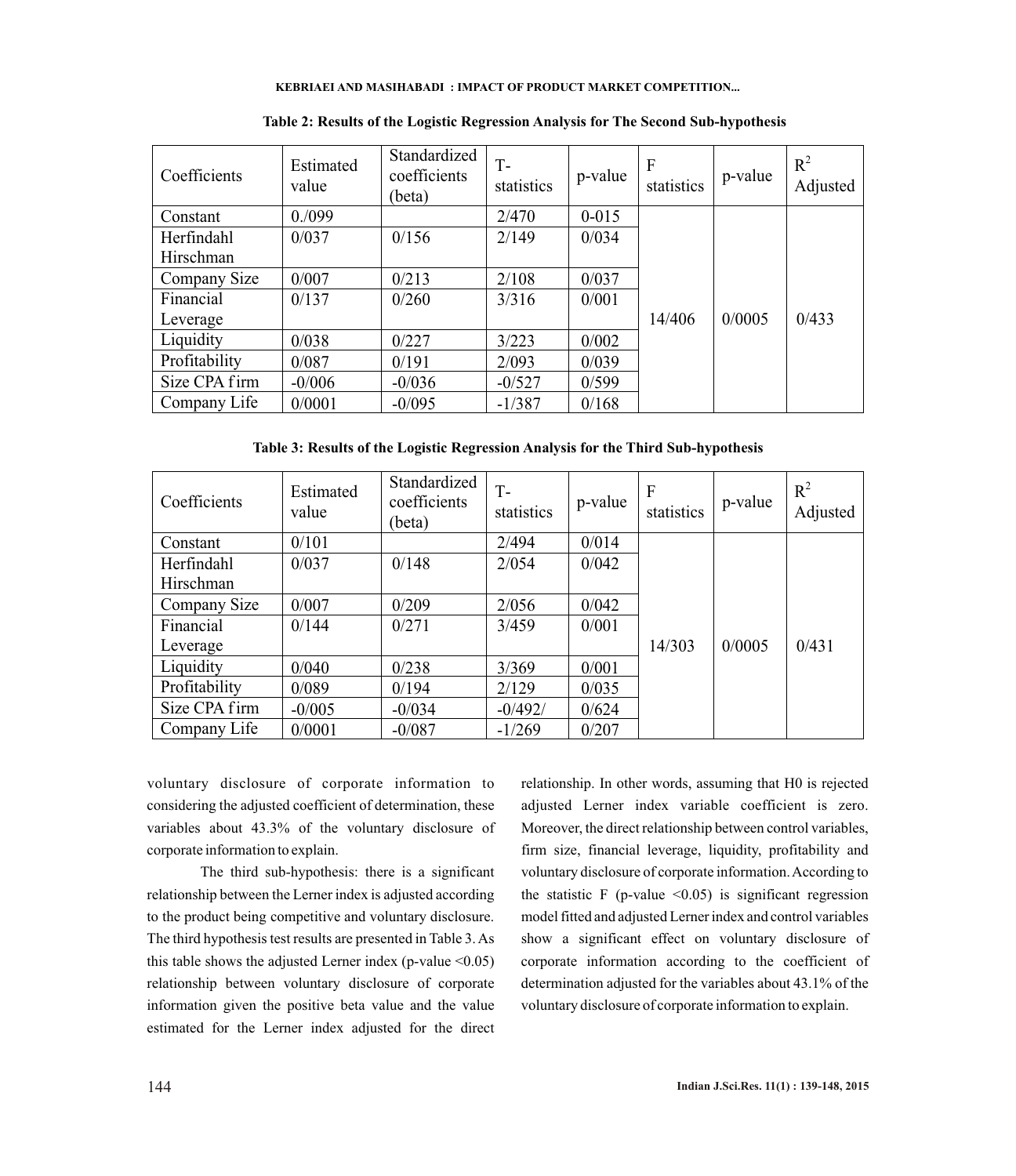**Table 2: Results of the Logistic Regression Analysis for The Second Sub-hypothesis**

| Coefficients | Estimated value | Standardized coefficients (beta) | T-statistics | p-value | F statistics | p-value | $R^2$ Adjusted |
|---|---|---|---|---|---|---|---|
| Constant | 0./099 | | 2/470 | 0-015 | 14/406 | 0/0005 | 0/433 |
| Herfindahl Hirschman | 0/037 | 0/156 | 2/149 | 0/034 | | | |
| Company Size | 0/007 | 0/213 | 2/108 | 0/037 | | | |
| Financial Leverage | 0/137 | 0/260 | 3/316 | 0/001 | | | |
| Liquidity | 0/038 | 0/227 | 3/223 | 0/002 | | | |
| Profitability | 0/087 | 0/191 | 2/093 | 0/039 | | | |
| Size CPA firm | -0/006 | -0/036 | -0/527 | 0/599 | | | |
| Company Life | 0/0001 | -0/095 | -1/387 | 0/168 | | | |

**Table 3: Results of the Logistic Regression Analysis for the Third Sub-hypothesis**

| Coefficients | Estimated value | Standardized coefficients (beta) | T-statistics | p-value | F statistics | p-value | $R^2$ Adjusted |
|---|---|---|---|---|---|---|---|
| Constant | 0/101 | | 2/494 | 0/014 | 14/303 | 0/0005 | 0/431 |
| Herfindahl Hirschman | 0/037 | 0/148 | 2/054 | 0/042 | | | |
| Company Size | 0/007 | 0/209 | 2/056 | 0/042 | | | |
| Financial Leverage | 0/144 | 0/271 | 3/459 | 0/001 | | | |
| Liquidity | 0/040 | 0/238 | 3/369 | 0/001 | | | |
| Profitability | 0/089 | 0/194 | 2/129 | 0/035 | | | |
| Size CPA firm | -0/005 | -0/034 | -0/492/ | 0/624 | | | |
| Company Life | 0/0001 | -0/087 | -1/269 | 0/207 | | | |

voluntary disclosure of corporate information to considering the adjusted coefficient of determination, these variables about 43.3% of the voluntary disclosure of corporate information to explain.

The third sub-hypothesis: there is a significant relationship between the Lerner index is adjusted according to the product being competitive and voluntary disclosure. The third hypothesis test results are presented in Table 3. As this table shows the adjusted Lerner index (p-value <0.05) relationship between voluntary disclosure of corporate information given the positive beta value and the value estimated for the Lerner index adjusted for the direct relationship. In other words, assuming that H0 is rejected adjusted Lerner index variable coefficient is zero. Moreover, the direct relationship between control variables, firm size, financial leverage, liquidity, profitability and voluntary disclosure of corporate information. According to the statistic F (p-value <0.05) is significant regression model fitted and adjusted Lerner index and control variables show a significant effect on voluntary disclosure of corporate information according to the coefficient of determination adjusted for the variables about 43.1% of the voluntary disclosure of corporate information to explain.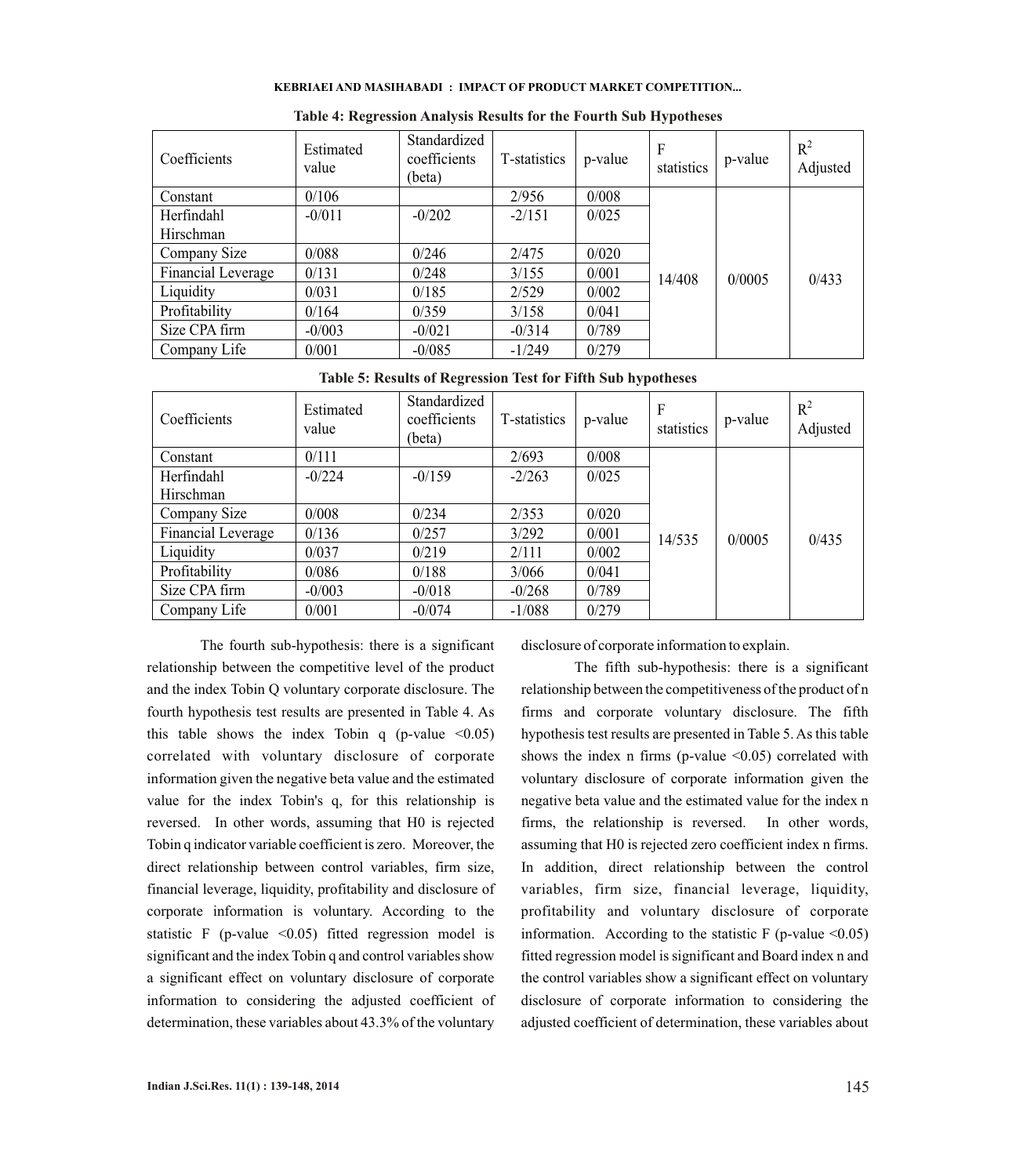**Table 4: Regression Analysis Results for the Fourth Sub Hypotheses**

| Coefficients | Estimated value | Standardized coefficients (beta) | T-statistics | p-value | F statistics | p-value | $R^2$ Adjusted |
|---|---|---|---|---|---|---|---|
| Constant | 0/106 | | 2/956 | 0/008 | 14/408 | 0/0005 | 0/433 |
| Herfindahl Hirschman | -0/011 | -0/202 | -2/151 | 0/025 | | | |
| Company Size | 0/088 | 0/246 | 2/475 | 0/020 | | | |
| Financial Leverage | 0/131 | 0/248 | 3/155 | 0/001 | | | |
| Liquidity | 0/031 | 0/185 | 2/529 | 0/002 | | | |
| Profitability | 0/164 | 0/359 | 3/158 | 0/041 | | | |
| Size CPA firm | -0/003 | -0/021 | -0/314 | 0/789 | | | |
| Company Life | 0/001 | -0/085 | -1/249 | 0/279 | | | |

**Table 5: Results of Regression Test for Fifth Sub hypotheses**

| Coefficients | Estimated value | Standardized coefficients (beta) | T-statistics | p-value | F statistics | p-value | $R^2$ Adjusted |
|---|---|---|---|---|---|---|---|
| Constant | 0/111 | | 2/693 | 0/008 | 14/535 | 0/0005 | 0/435 |
| Herfindahl Hirschman | -0/224 | -0/159 | -2/263 | 0/025 | | | |
| Company Size | 0/008 | 0/234 | 2/353 | 0/020 | | | |
| Financial Leverage | 0/136 | 0/257 | 3/292 | 0/001 | | | |
| Liquidity | 0/037 | 0/219 | 2/111 | 0/002 | | | |
| Profitability | 0/086 | 0/188 | 3/066 | 0/041 | | | |
| Size CPA firm | -0/003 | -0/018 | -0/268 | 0/789 | | | |
| Company Life | 0/001 | -0/074 | -1/088 | 0/279 | | | |

The fourth sub-hypothesis: there is a significant relationship between the competitive level of the product and the index Tobin Q voluntary corporate disclosure. The fourth hypothesis test results are presented in Table 4. As this table shows the index Tobin q (p-value <0.05) correlated with voluntary disclosure of corporate information given the negative beta value and the estimated value for the index Tobin's q, for this relationship is reversed. In other words, assuming that H0 is rejected Tobin q indicator variable coefficient is zero. Moreover, the direct relationship between control variables, firm size, financial leverage, liquidity, profitability and disclosure of corporate information is voluntary. According to the statistic F (p-value <0.05) fitted regression model is significant and the index Tobin q and control variables show a significant effect on voluntary disclosure of corporate information to considering the adjusted coefficient of determination, these variables about 43.3% of the voluntary disclosure of corporate information to explain.

The fifth sub-hypothesis: there is a significant relationship between the competitiveness of the product of n firms and corporate voluntary disclosure. The fifth hypothesis test results are presented in Table 5. As this table shows the index n firms (p-value <0.05) correlated with voluntary disclosure of corporate information given the negative beta value and the estimated value for the index n firms, the relationship is reversed. In other words, assuming that H0 is rejected zero coefficient index n firms. In addition, direct relationship between the control variables, firm size, financial leverage, liquidity, profitability and voluntary disclosure of corporate information. According to the statistic F (p-value <0.05) fitted regression model is significant and Board index n and the control variables show a significant effect on voluntary disclosure of corporate information to considering the adjusted coefficient of determination, these variables about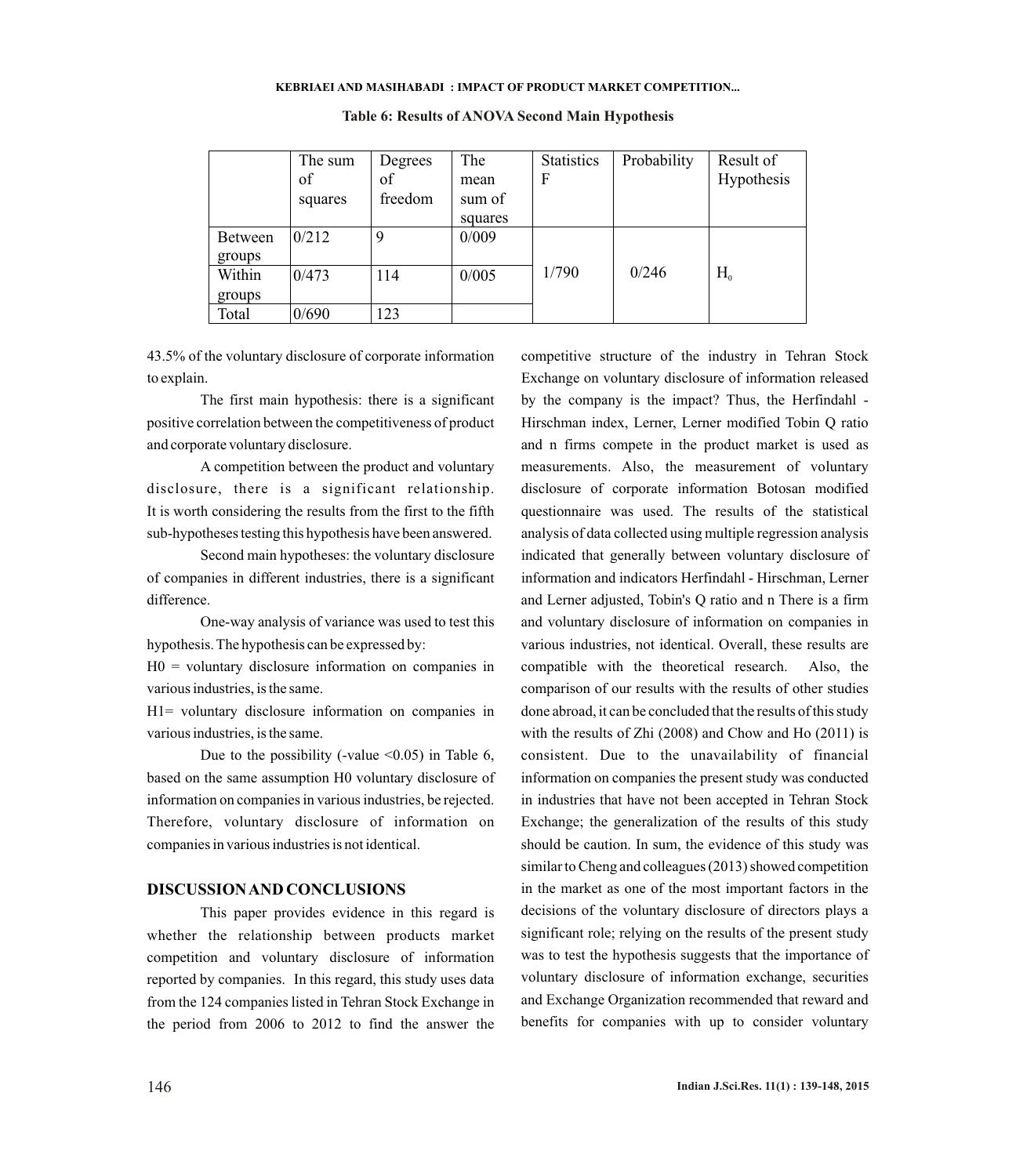**Table 6: Results of ANOVA Second Main Hypothesis**

| | The sum of squares | Degrees of freedom | The mean sum of squares | Statistics F | Probability | Result of Hypothesis |
|---|---|---|---|---|---|---|
| Between groups | 0/212 | 9 | 0/009 | 1/790 | 0/246 | $H_0$ |
| Within groups | 0/473 | 114 | 0/005 | | | |
| Total | 0/690 | 123 | | | | |

43.5% of the voluntary disclosure of corporate information to explain.

The first main hypothesis: there is a significant positive correlation between the competitiveness of product and corporate voluntary disclosure.

A competition between the product and voluntary disclosure, there is a significant relationship. It is worth considering the results from the first to the fifth sub-hypotheses testing this hypothesis have been answered.

Second main hypotheses: the voluntary disclosure of companies in different industries, there is a significant difference.

One-way analysis of variance was used to test this hypothesis. The hypothesis can be expressed by:

H0 = voluntary disclosure information on companies in various industries, is the same.

H1= voluntary disclosure information on companies in various industries, is the same.

Due to the possibility (-value <0.05) in Table 6, based on the same assumption H0 voluntary disclosure of information on companies in various industries, be rejected. Therefore, voluntary disclosure of information on companies in various industries is not identical.

## DISCUSSION AND CONCLUSIONS

This paper provides evidence in this regard is whether the relationship between products market competition and voluntary disclosure of information reported by companies. In this regard, this study uses data from the 124 companies listed in Tehran Stock Exchange in the period from 2006 to 2012 to find the answer the competitive structure of the industry in Tehran Stock Exchange on voluntary disclosure of information released by the company is the impact? Thus, the Herfindahl - Hirschman index, Lerner, Lerner modified Tobin Q ratio and n firms compete in the product market is used as measurements. Also, the measurement of voluntary disclosure of corporate information Botosan modified questionnaire was used. The results of the statistical analysis of data collected using multiple regression analysis indicated that generally between voluntary disclosure of information and indicators Herfindahl - Hirschman, Lerner and Lerner adjusted, Tobin's Q ratio and n There is a firm and voluntary disclosure of information on companies in various industries, not identical. Overall, these results are compatible with the theoretical research. Also, the comparison of our results with the results of other studies done abroad, it can be concluded that the results of this study with the results of Zhi (2008) and Chow and Ho (2011) is consistent. Due to the unavailability of financial information on companies the present study was conducted in industries that have not been accepted in Tehran Stock Exchange; the generalization of the results of this study should be caution. In sum, the evidence of this study was similar to Cheng and colleagues (2013) showed competition in the market as one of the most important factors in the decisions of the voluntary disclosure of directors plays a significant role; relying on the results of the present study was to test the hypothesis suggests that the importance of voluntary disclosure of information exchange, securities and Exchange Organization recommended that reward and benefits for companies with up to consider voluntary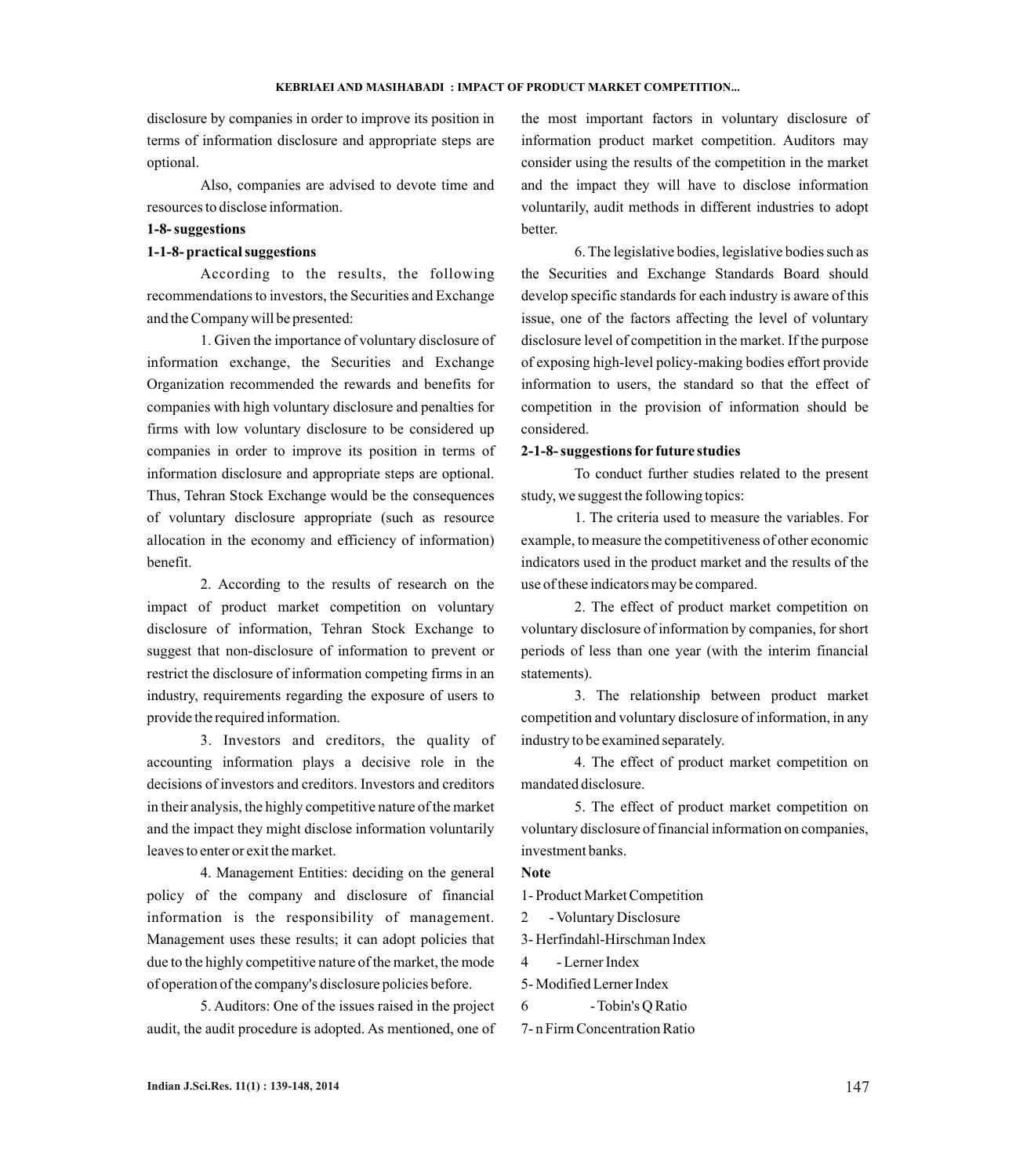disclosure by companies in order to improve its position in terms of information disclosure and appropriate steps are optional.

Also, companies are advised to devote time and resources to disclose information.

**1-8- suggestions**

**1-1-8- practical suggestions**

According to the results, the following recommendations to investors, the Securities and Exchange and the Company will be presented:

1. Given the importance of voluntary disclosure of information exchange, the Securities and Exchange Organization recommended the rewards and benefits for companies with high voluntary disclosure and penalties for firms with low voluntary disclosure to be considered up companies in order to improve its position in terms of information disclosure and appropriate steps are optional. Thus, Tehran Stock Exchange would be the consequences of voluntary disclosure appropriate (such as resource allocation in the economy and efficiency of information) benefit.

2. According to the results of research on the impact of product market competition on voluntary disclosure of information, Tehran Stock Exchange to suggest that non-disclosure of information to prevent or restrict the disclosure of information competing firms in an industry, requirements regarding the exposure of users to provide the required information.

3. Investors and creditors, the quality of accounting information plays a decisive role in the decisions of investors and creditors. Investors and creditors in their analysis, the highly competitive nature of the market and the impact they might disclose information voluntarily leaves to enter or exit the market.

4. Management Entities: deciding on the general policy of the company and disclosure of financial information is the responsibility of management. Management uses these results; it can adopt policies that due to the highly competitive nature of the market, the mode of operation of the company's disclosure policies before.

5. Auditors: One of the issues raised in the project audit, the audit procedure is adopted. As mentioned, one of the most important factors in voluntary disclosure of information product market competition. Auditors may consider using the results of the competition in the market and the impact they will have to disclose information voluntarily, audit methods in different industries to adopt better.

6. The legislative bodies, legislative bodies such as the Securities and Exchange Standards Board should develop specific standards for each industry is aware of this issue, one of the factors affecting the level of voluntary disclosure level of competition in the market. If the purpose of exposing high-level policy-making bodies effort provide information to users, the standard so that the effect of competition in the provision of information should be considered.

**2-1-8- suggestions for future studies**

To conduct further studies related to the present study, we suggest the following topics:

1. The criteria used to measure the variables. For example, to measure the competitiveness of other economic indicators used in the product market and the results of the use of these indicators may be compared.

2. The effect of product market competition on voluntary disclosure of information by companies, for short periods of less than one year (with the interim financial statements).

3. The relationship between product market competition and voluntary disclosure of information, in any industry to be examined separately.

4. The effect of product market competition on mandated disclosure.

5. The effect of product market competition on voluntary disclosure of financial information on companies, investment banks.

**Note**

1- Product Market Competition

2 - Voluntary Disclosure

3- Herfindahl-Hirschman Index

4 - Lerner Index

5- Modified Lerner Index

6 - Tobin's Q Ratio

7- n Firm Concentration Ratio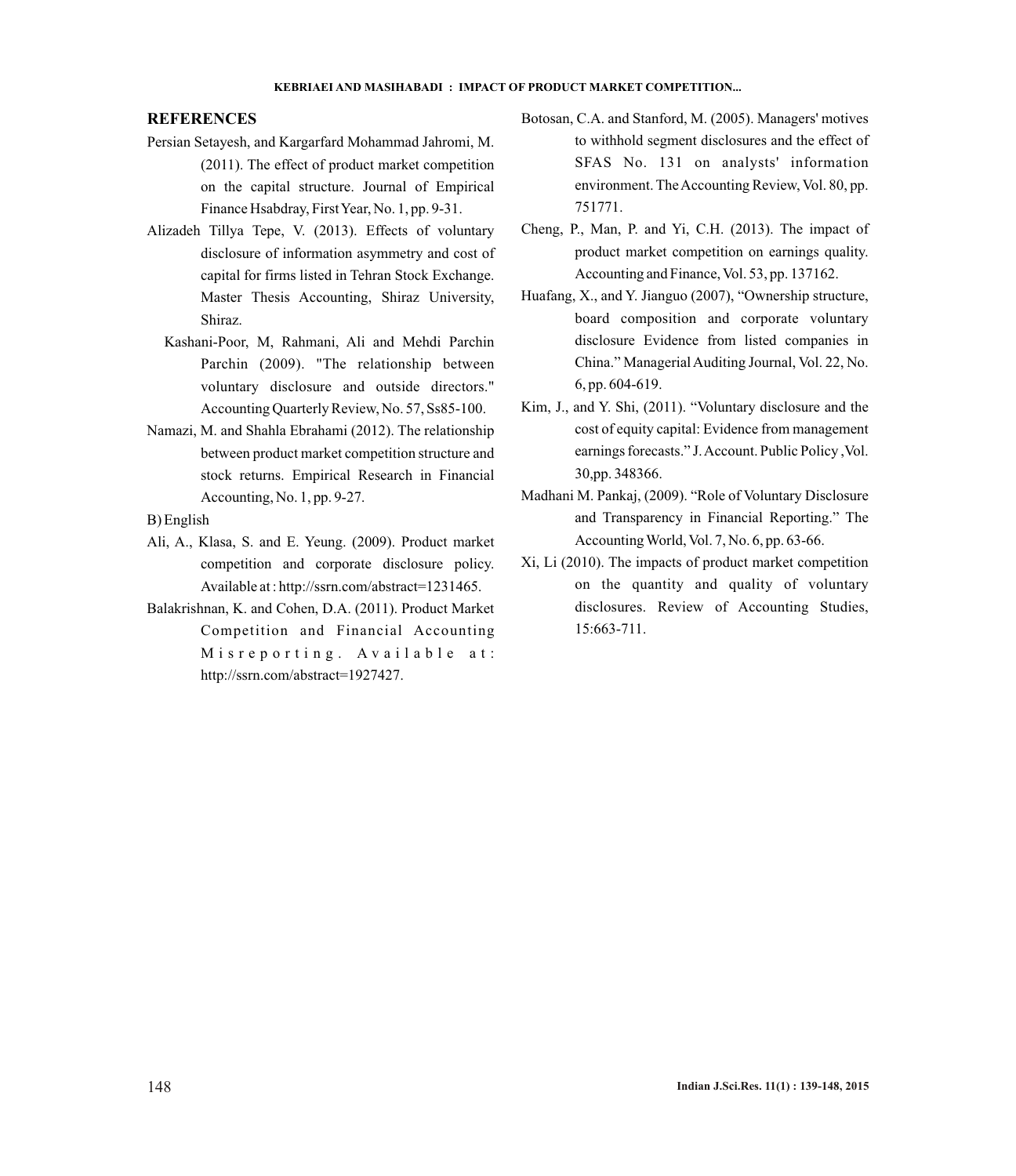## REFERENCES

Persian Setayesh, and Kargarfard Mohammad Jahromi, M. (2011). The effect of product market competition on the capital structure. Journal of Empirical Finance Hsabdray, First Year, No. 1, pp. 9-31.

Alizadeh Tillya Tepe, V. (2013). Effects of voluntary disclosure of information asymmetry and cost of capital for firms listed in Tehran Stock Exchange. Master Thesis Accounting, Shiraz University, Shiraz.

Kashani-Poor, M, Rahmani, Ali and Mehdi Parchin Parchin (2009). "The relationship between voluntary disclosure and outside directors." Accounting Quarterly Review, No. 57, Ss85-100.

Namazi, M. and Shahla Ebrahami (2012). The relationship between product market competition structure and stock returns. Empirical Research in Financial Accounting, No. 1, pp. 9-27.

B) English

Ali, A., Klasa, S. and E. Yeung. (2009). Product market competition and corporate disclosure policy. Available at : http://ssrn.com/abstract=1231465.

Balakrishnan, K. and Cohen, D.A. (2011). Product Market Competition and Financial Accounting Misreporting. Available at: http://ssrn.com/abstract=1927427.

Botosan, C.A. and Stanford, M. (2005). Managers' motives to withhold segment disclosures and the effect of SFAS No. 131 on analysts' information environment. The Accounting Review, Vol. 80, pp. 751771.

Cheng, P., Man, P. and Yi, C.H. (2013). The impact of product market competition on earnings quality. Accounting and Finance, Vol. 53, pp. 137162.

Huafang, X., and Y. Jianguo (2007), "Ownership structure, board composition and corporate voluntary disclosure Evidence from listed companies in China." Managerial Auditing Journal, Vol. 22, No. 6, pp. 604-619.

Kim, J., and Y. Shi, (2011). "Voluntary disclosure and the cost of equity capital: Evidence from management earnings forecasts." J. Account. Public Policy ,Vol. 30,pp. 348366.

Madhani M. Pankaj, (2009). "Role of Voluntary Disclosure and Transparency in Financial Reporting." The Accounting World, Vol. 7, No. 6, pp. 63-66.

Xi, Li (2010). The impacts of product market competition on the quantity and quality of voluntary disclosures. Review of Accounting Studies, 15:663-711.